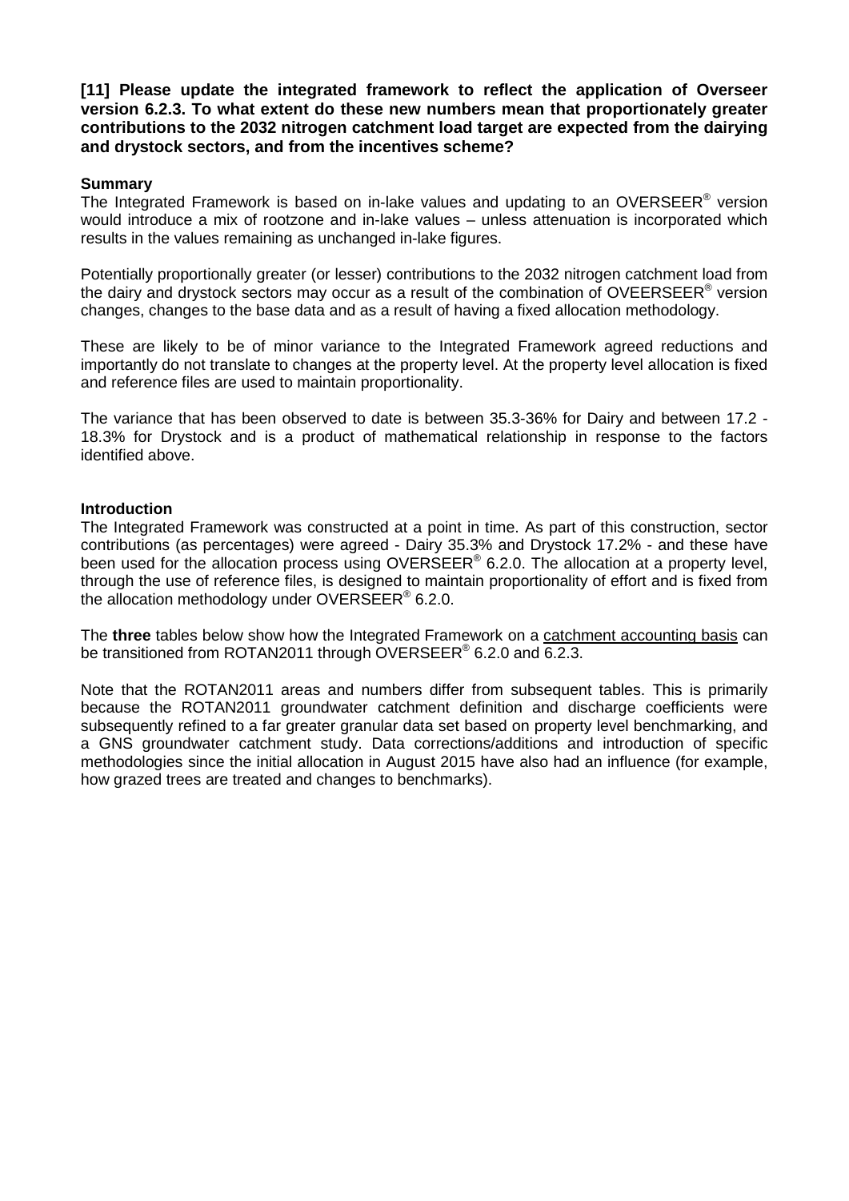**[11] Please update the integrated framework to reflect the application of Overseer version 6.2.3. To what extent do these new numbers mean that proportionately greater contributions to the 2032 nitrogen catchment load target are expected from the dairying and drystock sectors, and from the incentives scheme?**

**Summary**

The Integrated Framework is based on in-lake values and updating to an OVERSEER® version would introduce a mix of rootzone and in-lake values – unless attenuation is incorporated which results in the values remaining as unchanged in-lake figures.

Potentially proportionally greater (or lesser) contributions to the 2032 nitrogen catchment load from the dairy and drystock sectors may occur as a result of the combination of OVEERSEER® version changes, changes to the base data and as a result of having a fixed allocation methodology.

These are likely to be of minor variance to the Integrated Framework agreed reductions and importantly do not translate to changes at the property level. At the property level allocation is fixed and reference files are used to maintain proportionality.

The variance that has been observed to date is between 35.3-36% for Dairy and between 17.2 - 18.3% for Drystock and is a product of mathematical relationship in response to the factors identified above.

**Introduction**

The Integrated Framework was constructed at a point in time. As part of this construction, sector contributions (as percentages) were agreed - Dairy 35.3% and Drystock 17.2% - and these have been used for the allocation process using OVERSEER® 6.2.0. The allocation at a property level, through the use of reference files, is designed to maintain proportionality of effort and is fixed from the allocation methodology under OVERSEER® 6.2.0.

The **three** tables below show how the Integrated Framework on a catchment accounting basis can be transitioned from ROTAN2011 through OVERSEER® 6.2.0 and 6.2.3.

Note that the ROTAN2011 areas and numbers differ from subsequent tables. This is primarily because the ROTAN2011 groundwater catchment definition and discharge coefficients were subsequently refined to a far greater granular data set based on property level benchmarking, and a GNS groundwater catchment study. Data corrections/additions and introduction of specific methodologies since the initial allocation in August 2015 have also had an influence (for example, how grazed trees are treated and changes to benchmarks).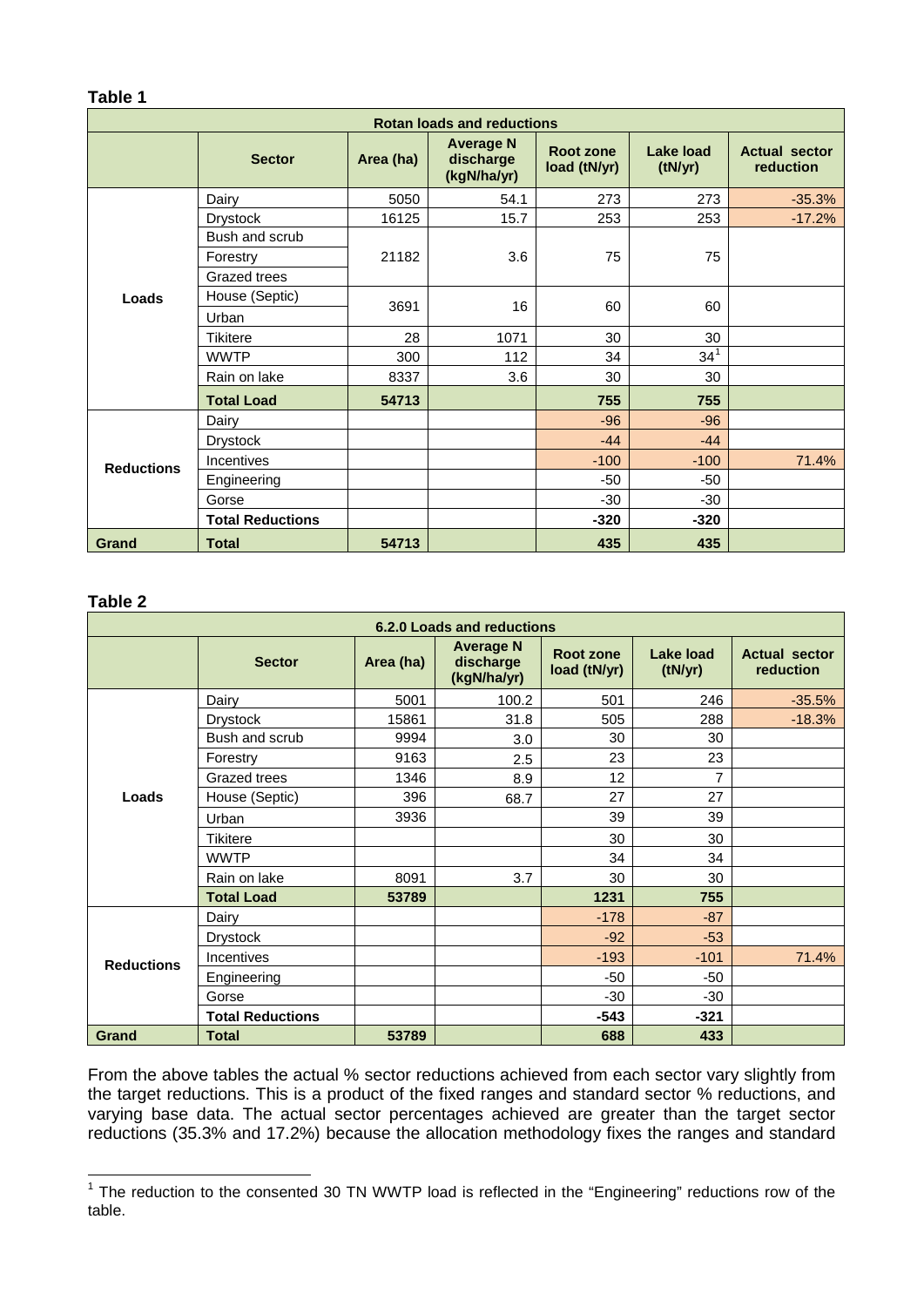**Table 1**

| Rotan loads and reductions | | | | | | |
|---|---|---|---|---|---|---|
| | **Sector** | **Area (ha)** | **Average N discharge (kgN/ha/yr)** | **Root zone load (tN/yr)** | **Lake load (tN/yr)** | **Actual sector reduction** |
| **Loads** | Dairy | 5050 | 54.1 | 273 | 273 | -35.3% |
| | Drystock | 16125 | 15.7 | 253 | 253 | -17.2% |
| | Bush and scrub / Forestry / Grazed trees | 21182 | 3.6 | 75 | 75 | |
| | House (Septic) / Urban | 3691 | 16 | 60 | 60 | |
| | Tikitere | 28 | 1071 | 30 | 30 | |
| | WWTP | 300 | 112 | 34 | 34[1] | |
| | Rain on lake | 8337 | 3.6 | 30 | 30 | |
| | **Total Load** | **54713** | | **755** | **755** | |
| **Reductions** | Dairy | | | -96 | -96 | |
| | Drystock | | | -44 | -44 | |
| | Incentives | | | -100 | -100 | 71.4% |
| | Engineering | | | -50 | -50 | |
| | Gorse | | | -30 | -30 | |
| | **Total Reductions** | | | **-320** | **-320** | |
| **Grand** | **Total** | **54713** | | **435** | **435** | |

**Table 2**

| 6.2.0 Loads and reductions | | | | | | |
|---|---|---|---|---|---|---|
| | **Sector** | **Area (ha)** | **Average N discharge (kgN/ha/yr)** | **Root zone load (tN/yr)** | **Lake load (tN/yr)** | **Actual sector reduction** |
| **Loads** | Dairy | 5001 | 100.2 | 501 | 246 | -35.5% |
| | Drystock | 15861 | 31.8 | 505 | 288 | -18.3% |
| | Bush and scrub | 9994 | 3.0 | 30 | 30 | |
| | Forestry | 9163 | 2.5 | 23 | 23 | |
| | Grazed trees | 1346 | 8.9 | 12 | 7 | |
| | House (Septic) | 396 | 68.7 | 27 | 27 | |
| | Urban | 3936 | | 39 | 39 | |
| | Tikitere | | | 30 | 30 | |
| | WWTP | | | 34 | 34 | |
| | Rain on lake | 8091 | 3.7 | 30 | 30 | |
| | **Total Load** | **53789** | | **1231** | **755** | |
| **Reductions** | Dairy | | | -178 | -87 | |
| | Drystock | | | -92 | -53 | |
| | Incentives | | | -193 | -101 | 71.4% |
| | Engineering | | | -50 | -50 | |
| | Gorse | | | -30 | -30 | |
| | **Total Reductions** | | | **-543** | **-321** | |
| **Grand** | **Total** | **53789** | | **688** | **433** | |

From the above tables the actual % sector reductions achieved from each sector vary slightly from the target reductions. This is a product of the fixed ranges and standard sector % reductions, and varying base data. The actual sector percentages achieved are greater than the target sector reductions (35.3% and 17.2%) because the allocation methodology fixes the ranges and standard

[1] The reduction to the consented 30 TN WWTP load is reflected in the "Engineering" reductions row of the table.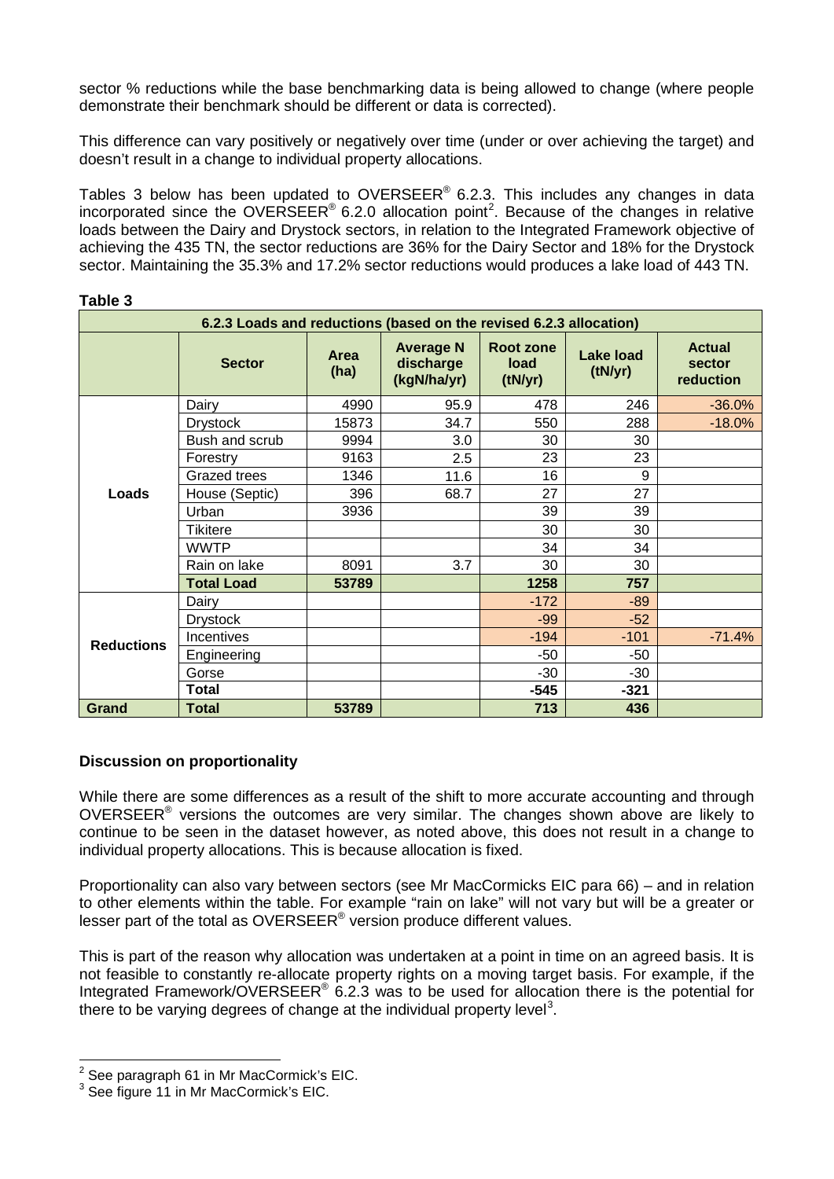sector % reductions while the base benchmarking data is being allowed to change (where people demonstrate their benchmark should be different or data is corrected).

This difference can vary positively or negatively over time (under or over achieving the target) and doesn't result in a change to individual property allocations.

Tables 3 below has been updated to OVERSEER® 6.2.3. This includes any changes in data incorporated since the OVERSEER® 6.2.0 allocation point[2]. Because of the changes in relative loads between the Dairy and Drystock sectors, in relation to the Integrated Framework objective of achieving the 435 TN, the sector reductions are 36% for the Dairy Sector and 18% for the Drystock sector. Maintaining the 35.3% and 17.2% sector reductions would produces a lake load of 443 TN.

**Table 3**

| 6.2.3 Loads and reductions (based on the revised 6.2.3 allocation) | | | | | | |
|---|---|---|---|---|---|---|
| | **Sector** | **Area (ha)** | **Average N discharge (kgN/ha/yr)** | **Root zone load (tN/yr)** | **Lake load (tN/yr)** | **Actual sector reduction** |
| **Loads** | Dairy | 4990 | 95.9 | 478 | 246 | -36.0% |
| | Drystock | 15873 | 34.7 | 550 | 288 | -18.0% |
| | Bush and scrub | 9994 | 3.0 | 30 | 30 | |
| | Forestry | 9163 | 2.5 | 23 | 23 | |
| | Grazed trees | 1346 | 11.6 | 16 | 9 | |
| | House (Septic) | 396 | 68.7 | 27 | 27 | |
| | Urban | 3936 | | 39 | 39 | |
| | Tikitere | | | 30 | 30 | |
| | WWTP | | | 34 | 34 | |
| | Rain on lake | 8091 | 3.7 | 30 | 30 | |
| | **Total Load** | **53789** | | **1258** | **757** | |
| **Reductions** | Dairy | | | -172 | -89 | |
| | Drystock | | | -99 | -52 | |
| | Incentives | | | -194 | -101 | -71.4% |
| | Engineering | | | -50 | -50 | |
| | Gorse | | | -30 | -30 | |
| | **Total** | | | **-545** | **-321** | |
| **Grand** | **Total** | **53789** | | **713** | **436** | |

**Discussion on proportionality**

While there are some differences as a result of the shift to more accurate accounting and through OVERSEER® versions the outcomes are very similar. The changes shown above are likely to continue to be seen in the dataset however, as noted above, this does not result in a change to individual property allocations. This is because allocation is fixed.

Proportionality can also vary between sectors (see Mr MacCormicks EIC para 66) – and in relation to other elements within the table. For example "rain on lake" will not vary but will be a greater or lesser part of the total as OVERSEER® version produce different values.

This is part of the reason why allocation was undertaken at a point in time on an agreed basis. It is not feasible to constantly re-allocate property rights on a moving target basis. For example, if the Integrated Framework/OVERSEER® 6.2.3 was to be used for allocation there is the potential for there to be varying degrees of change at the individual property level[3].

---

[2] See paragraph 61 in Mr MacCormick's EIC.

[3] See figure 11 in Mr MacCormick's EIC.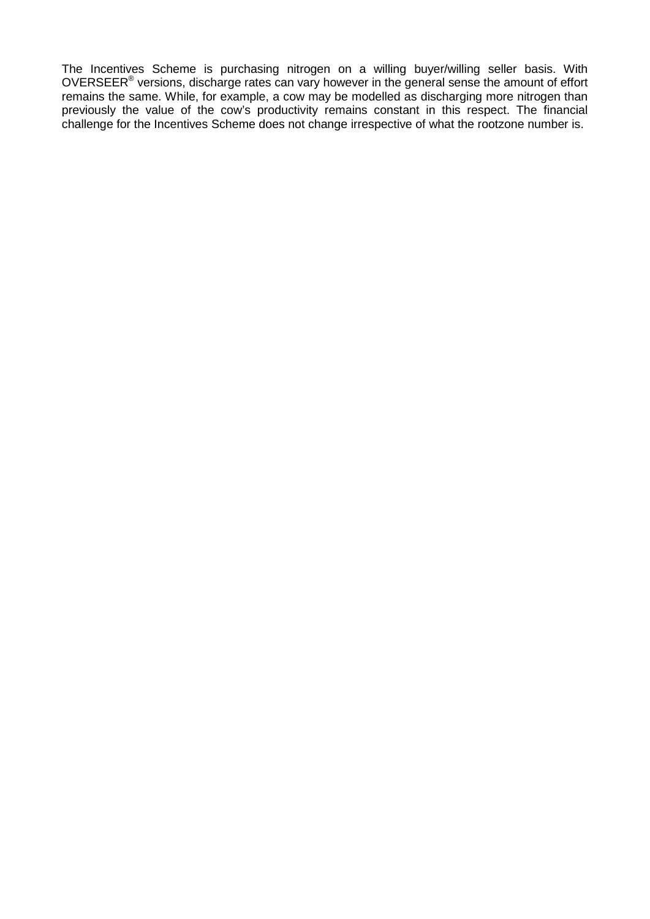The Incentives Scheme is purchasing nitrogen on a willing buyer/willing seller basis. With OVERSEER® versions, discharge rates can vary however in the general sense the amount of effort remains the same. While, for example, a cow may be modelled as discharging more nitrogen than previously the value of the cow's productivity remains constant in this respect. The financial challenge for the Incentives Scheme does not change irrespective of what the rootzone number is.